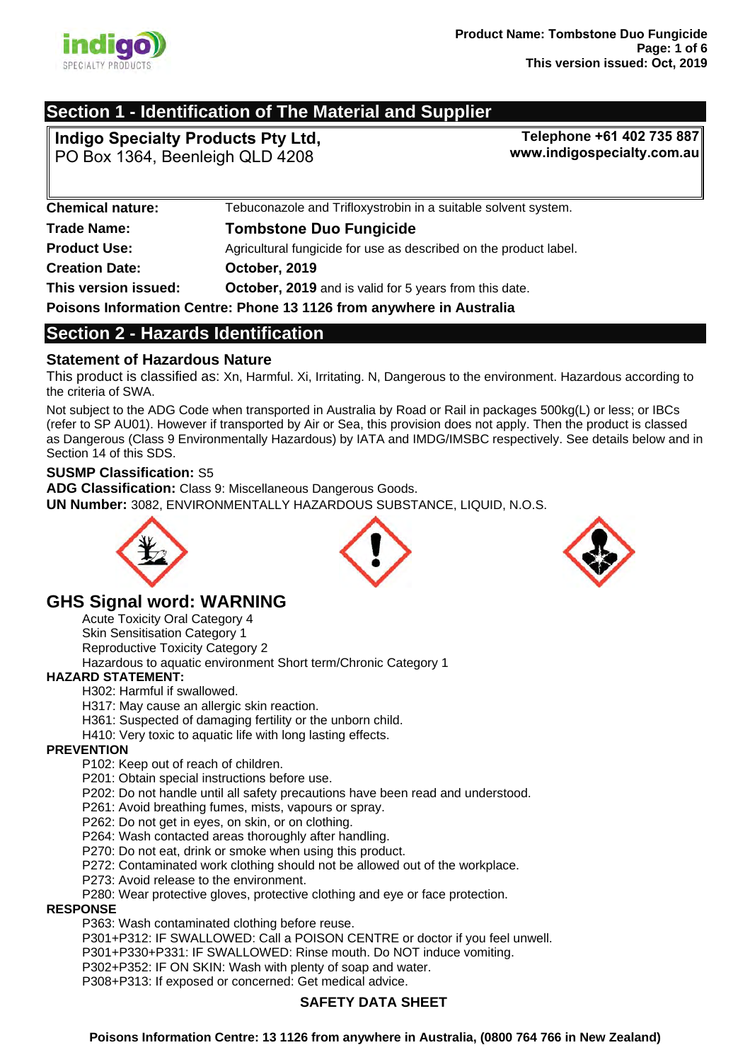## Section 1 - Identification of The Material and Supplier

**Indigo Specialty Products Pty Ltd,**
PO Box 1364, Beenleigh QLD 4208

**Telephone +61 402 735 887**
**www.indigospecialty.com.au**

| | |
|---|---|
| **Chemical nature:** | Tebuconazole and Trifloxystrobin in a suitable solvent system. |
| **Trade Name:** | **Tombstone Duo Fungicide** |
| **Product Use:** | Agricultural fungicide for use as described on the product label. |
| **Creation Date:** | **October, 2019** |
| **This version issued:** | **October, 2019** and is valid for 5 years from this date. |

**Poisons Information Centre: Phone 13 1126 from anywhere in Australia**

## Section 2 - Hazards Identification

### Statement of Hazardous Nature

This product is classified as: Xn, Harmful. Xi, Irritating. N, Dangerous to the environment. Hazardous according to the criteria of SWA.

Not subject to the ADG Code when transported in Australia by Road or Rail in packages 500kg(L) or less; or IBCs (refer to SP AU01). However if transported by Air or Sea, this provision does not apply. Then the product is classed as Dangerous (Class 9 Environmentally Hazardous) by IATA and IMDG/IMSBC respectively. See details below and in Section 14 of this SDS.

**SUSMP Classification:** S5
**ADG Classification:** Class 9: Miscellaneous Dangerous Goods.
**UN Number:** 3082, ENVIRONMENTALLY HAZARDOUS SUBSTANCE, LIQUID, N.O.S.

## GHS Signal word: WARNING

Acute Toxicity Oral Category 4
Skin Sensitisation Category 1
Reproductive Toxicity Category 2
Hazardous to aquatic environment Short term/Chronic Category 1

**HAZARD STATEMENT:**

H302: Harmful if swallowed.
H317: May cause an allergic skin reaction.
H361: Suspected of damaging fertility or the unborn child.
H410: Very toxic to aquatic life with long lasting effects.

**PREVENTION**

P102: Keep out of reach of children.
P201: Obtain special instructions before use.
P202: Do not handle until all safety precautions have been read and understood.
P261: Avoid breathing fumes, mists, vapours or spray.
P262: Do not get in eyes, on skin, or on clothing.
P264: Wash contacted areas thoroughly after handling.
P270: Do not eat, drink or smoke when using this product.
P272: Contaminated work clothing should not be allowed out of the workplace.
P273: Avoid release to the environment.
P280: Wear protective gloves, protective clothing and eye or face protection.

**RESPONSE**

P363: Wash contaminated clothing before reuse.
P301+P312: IF SWALLOWED: Call a POISON CENTRE or doctor if you feel unwell.
P301+P330+P331: IF SWALLOWED: Rinse mouth. Do NOT induce vomiting.
P302+P352: IF ON SKIN: Wash with plenty of soap and water.
P308+P313: If exposed or concerned: Get medical advice.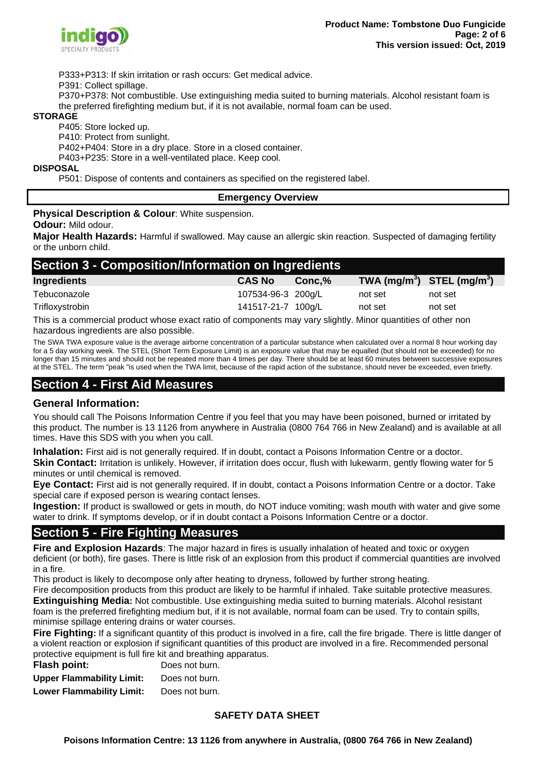P333+P313: If skin irritation or rash occurs: Get medical advice.

P391: Collect spillage.

P370+P378: Not combustible. Use extinguishing media suited to burning materials. Alcohol resistant foam is the preferred firefighting medium but, if it is not available, normal foam can be used.

**STORAGE**

P405: Store locked up.

P410: Protect from sunlight.

P402+P404: Store in a dry place. Store in a closed container.

P403+P235: Store in a well-ventilated place. Keep cool.

**DISPOSAL**

P501: Dispose of contents and containers as specified on the registered label.

**Emergency Overview**

**Physical Description & Colour**: White suspension.

**Odour:** Mild odour.

**Major Health Hazards:** Harmful if swallowed. May cause an allergic skin reaction. Suspected of damaging fertility or the unborn child.

## Section 3 - Composition/Information on Ingredients

| Ingredients | CAS No | Conc,% | TWA (mg/m$^3$) | STEL (mg/m$^3$) |
|---|---|---|---|---|
| Tebuconazole | 107534-96-3 | 200g/L | not set | not set |
| Trifloxystrobin | 141517-21-7 | 100g/L | not set | not set |

This is a commercial product whose exact ratio of components may vary slightly. Minor quantities of other non hazardous ingredients are also possible.

The SWA TWA exposure value is the average airborne concentration of a particular substance when calculated over a normal 8 hour working day for a 5 day working week. The STEL (Short Term Exposure Limit) is an exposure value that may be equalled (but should not be exceeded) for no longer than 15 minutes and should not be repeated more than 4 times per day. There should be at least 60 minutes between successive exposures at the STEL. The term "peak "is used when the TWA limit, because of the rapid action of the substance, should never be exceeded, even briefly.

## Section 4 - First Aid Measures

### General Information:

You should call The Poisons Information Centre if you feel that you may have been poisoned, burned or irritated by this product. The number is 13 1126 from anywhere in Australia (0800 764 766 in New Zealand) and is available at all times. Have this SDS with you when you call.

**Inhalation:** First aid is not generally required. If in doubt, contact a Poisons Information Centre or a doctor.

**Skin Contact:** Irritation is unlikely. However, if irritation does occur, flush with lukewarm, gently flowing water for 5 minutes or until chemical is removed.

**Eye Contact:** First aid is not generally required. If in doubt, contact a Poisons Information Centre or a doctor. Take special care if exposed person is wearing contact lenses.

**Ingestion:** If product is swallowed or gets in mouth, do NOT induce vomiting; wash mouth with water and give some water to drink. If symptoms develop, or if in doubt contact a Poisons Information Centre or a doctor.

## Section 5 - Fire Fighting Measures

**Fire and Explosion Hazards**: The major hazard in fires is usually inhalation of heated and toxic or oxygen deficient (or both), fire gases. There is little risk of an explosion from this product if commercial quantities are involved in a fire.

This product is likely to decompose only after heating to dryness, followed by further strong heating.

Fire decomposition products from this product are likely to be harmful if inhaled. Take suitable protective measures.

**Extinguishing Media:** Not combustible. Use extinguishing media suited to burning materials. Alcohol resistant foam is the preferred firefighting medium but, if it is not available, normal foam can be used. Try to contain spills, minimise spillage entering drains or water courses.

**Fire Fighting:** If a significant quantity of this product is involved in a fire, call the fire brigade. There is little danger of a violent reaction or explosion if significant quantities of this product are involved in a fire. Recommended personal protective equipment is full fire kit and breathing apparatus.

**Flash point:** Does not burn.

**Upper Flammability Limit:** Does not burn.

**Lower Flammability Limit:** Does not burn.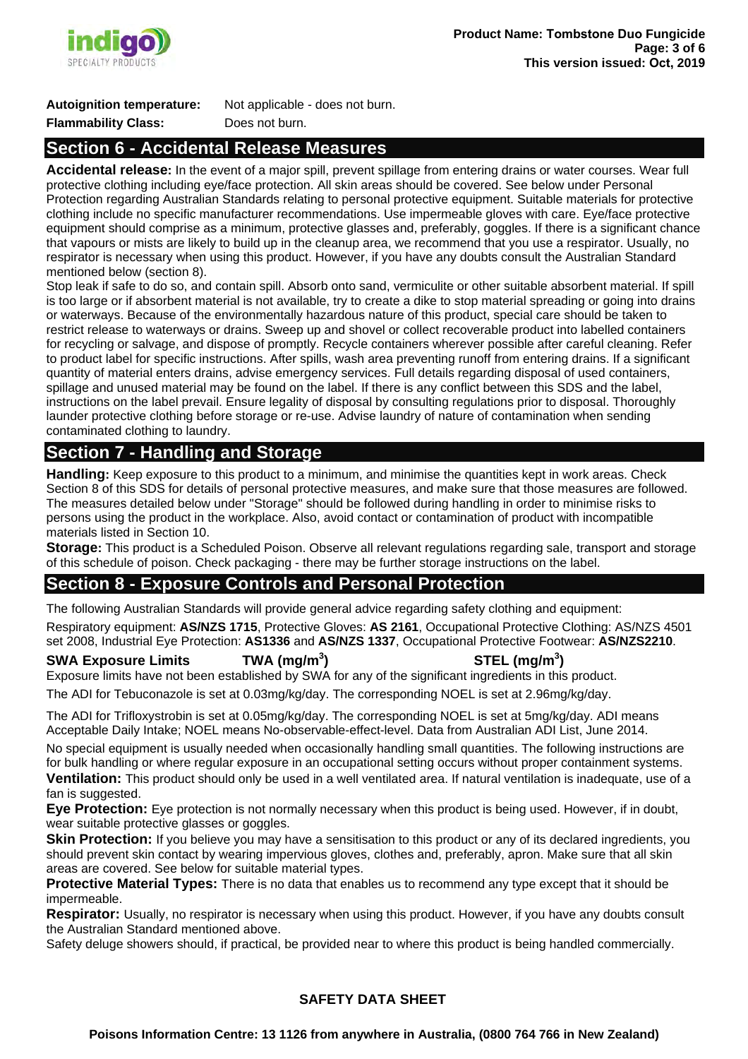**Autoignition temperature:** Not applicable - does not burn.

**Flammability Class:** Does not burn.

## Section 6 - Accidental Release Measures

**Accidental release:** In the event of a major spill, prevent spillage from entering drains or water courses. Wear full protective clothing including eye/face protection. All skin areas should be covered. See below under Personal Protection regarding Australian Standards relating to personal protective equipment. Suitable materials for protective clothing include no specific manufacturer recommendations. Use impermeable gloves with care. Eye/face protective equipment should comprise as a minimum, protective glasses and, preferably, goggles. If there is a significant chance that vapours or mists are likely to build up in the cleanup area, we recommend that you use a respirator. Usually, no respirator is necessary when using this product. However, if you have any doubts consult the Australian Standard mentioned below (section 8).

Stop leak if safe to do so, and contain spill. Absorb onto sand, vermiculite or other suitable absorbent material. If spill is too large or if absorbent material is not available, try to create a dike to stop material spreading or going into drains or waterways. Because of the environmentally hazardous nature of this product, special care should be taken to restrict release to waterways or drains. Sweep up and shovel or collect recoverable product into labelled containers for recycling or salvage, and dispose of promptly. Recycle containers wherever possible after careful cleaning. Refer to product label for specific instructions. After spills, wash area preventing runoff from entering drains. If a significant quantity of material enters drains, advise emergency services. Full details regarding disposal of used containers, spillage and unused material may be found on the label. If there is any conflict between this SDS and the label, instructions on the label prevail. Ensure legality of disposal by consulting regulations prior to disposal. Thoroughly launder protective clothing before storage or re-use. Advise laundry of nature of contamination when sending contaminated clothing to laundry.

## Section 7 - Handling and Storage

**Handling:** Keep exposure to this product to a minimum, and minimise the quantities kept in work areas. Check Section 8 of this SDS for details of personal protective measures, and make sure that those measures are followed. The measures detailed below under "Storage" should be followed during handling in order to minimise risks to persons using the product in the workplace. Also, avoid contact or contamination of product with incompatible materials listed in Section 10.

**Storage:** This product is a Scheduled Poison. Observe all relevant regulations regarding sale, transport and storage of this schedule of poison. Check packaging - there may be further storage instructions on the label.

## Section 8 - Exposure Controls and Personal Protection

The following Australian Standards will provide general advice regarding safety clothing and equipment:

Respiratory equipment: **AS/NZS 1715**, Protective Gloves: **AS 2161**, Occupational Protective Clothing: AS/NZS 4501 set 2008, Industrial Eye Protection: **AS1336** and **AS/NZS 1337**, Occupational Protective Footwear: **AS/NZS2210**.

| SWA Exposure Limits | TWA ($mg/m^3$) | STEL ($mg/m^3$) |
|---|---|---|

Exposure limits have not been established by SWA for any of the significant ingredients in this product.

The ADI for Tebuconazole is set at 0.03mg/kg/day. The corresponding NOEL is set at 2.96mg/kg/day.

The ADI for Trifloxystrobin is set at 0.05mg/kg/day. The corresponding NOEL is set at 5mg/kg/day. ADI means Acceptable Daily Intake; NOEL means No-observable-effect-level. Data from Australian ADI List, June 2014.

No special equipment is usually needed when occasionally handling small quantities. The following instructions are for bulk handling or where regular exposure in an occupational setting occurs without proper containment systems.

**Ventilation:** This product should only be used in a well ventilated area. If natural ventilation is inadequate, use of a fan is suggested.

**Eye Protection:** Eye protection is not normally necessary when this product is being used. However, if in doubt, wear suitable protective glasses or goggles.

**Skin Protection:** If you believe you may have a sensitisation to this product or any of its declared ingredients, you should prevent skin contact by wearing impervious gloves, clothes and, preferably, apron. Make sure that all skin areas are covered. See below for suitable material types.

**Protective Material Types:** There is no data that enables us to recommend any type except that it should be impermeable.

**Respirator:** Usually, no respirator is necessary when using this product. However, if you have any doubts consult the Australian Standard mentioned above.

Safety deluge showers should, if practical, be provided near to where this product is being handled commercially.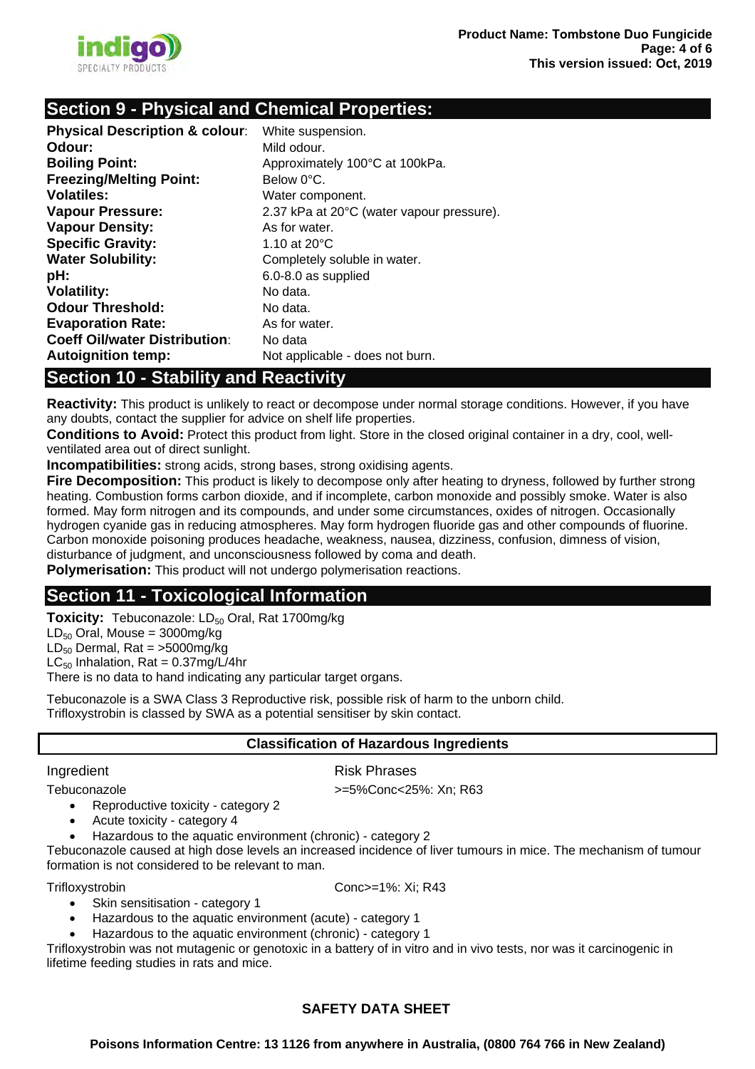## Section 9 - Physical and Chemical Properties:

| | |
|---|---|
| **Physical Description & colour**: | White suspension. |
| **Odour:** | Mild odour. |
| **Boiling Point:** | Approximately 100°C at 100kPa. |
| **Freezing/Melting Point:** | Below 0°C. |
| **Volatiles:** | Water component. |
| **Vapour Pressure:** | 2.37 kPa at 20°C (water vapour pressure). |
| **Vapour Density:** | As for water. |
| **Specific Gravity:** | 1.10 at 20°C |
| **Water Solubility:** | Completely soluble in water. |
| **pH:** | 6.0-8.0 as supplied |
| **Volatility:** | No data. |
| **Odour Threshold:** | No data. |
| **Evaporation Rate:** | As for water. |
| **Coeff Oil/water Distribution**: | No data |
| **Autoignition temp:** | Not applicable - does not burn. |

## Section 10 - Stability and Reactivity

**Reactivity:** This product is unlikely to react or decompose under normal storage conditions. However, if you have any doubts, contact the supplier for advice on shelf life properties.

**Conditions to Avoid:** Protect this product from light. Store in the closed original container in a dry, cool, well-ventilated area out of direct sunlight.

**Incompatibilities:** strong acids, strong bases, strong oxidising agents.

**Fire Decomposition:** This product is likely to decompose only after heating to dryness, followed by further strong heating. Combustion forms carbon dioxide, and if incomplete, carbon monoxide and possibly smoke. Water is also formed. May form nitrogen and its compounds, and under some circumstances, oxides of nitrogen. Occasionally hydrogen cyanide gas in reducing atmospheres. May form hydrogen fluoride gas and other compounds of fluorine. Carbon monoxide poisoning produces headache, weakness, nausea, dizziness, confusion, dimness of vision, disturbance of judgment, and unconsciousness followed by coma and death.

**Polymerisation:** This product will not undergo polymerisation reactions.

## Section 11 - Toxicological Information

**Toxicity:** Tebuconazole: $LD_{50}$ Oral, Rat 1700mg/kg
$LD_{50}$ Oral, Mouse = 3000mg/kg
$LD_{50}$ Dermal, Rat = >5000mg/kg
$LC_{50}$ Inhalation, Rat = 0.37mg/L/4hr
There is no data to hand indicating any particular target organs.

Tebuconazole is a SWA Class 3 Reproductive risk, possible risk of harm to the unborn child.
Trifloxystrobin is classed by SWA as a potential sensitiser by skin contact.

### Classification of Hazardous Ingredients

| Ingredient | Risk Phrases |
|---|---|
| Tebuconazole | >=5%Conc<25%: Xn; R63 |

- Reproductive toxicity - category 2
- Acute toxicity - category 4
- Hazardous to the aquatic environment (chronic) - category 2

Tebuconazole caused at high dose levels an increased incidence of liver tumours in mice. The mechanism of tumour formation is not considered to be relevant to man.

| | |
|---|---|
| Trifloxystrobin | Conc>=1%: Xi; R43 |

- Skin sensitisation - category 1
- Hazardous to the aquatic environment (acute) - category 1
- Hazardous to the aquatic environment (chronic) - category 1

Trifloxystrobin was not mutagenic or genotoxic in a battery of in vitro and in vivo tests, nor was it carcinogenic in lifetime feeding studies in rats and mice.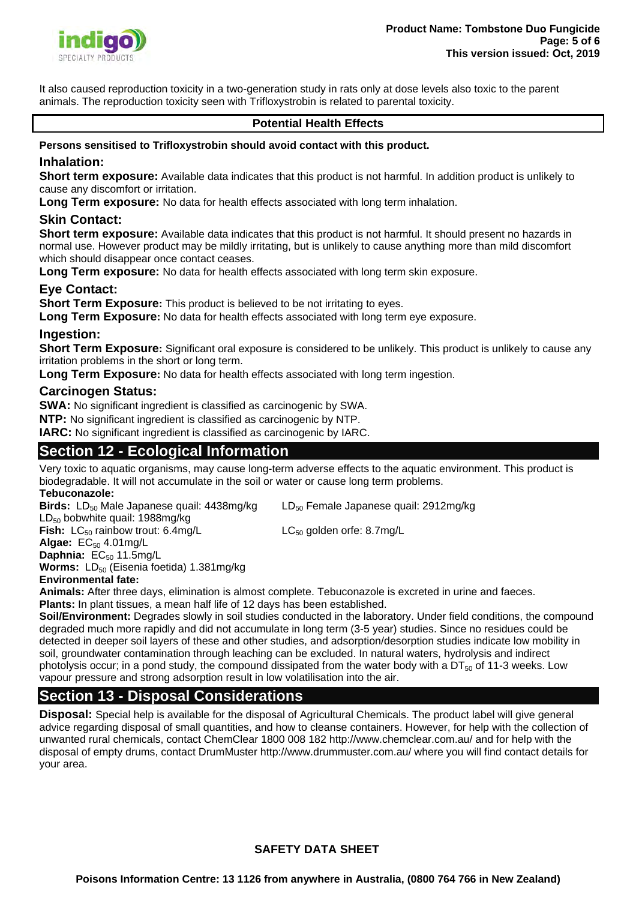It also caused reproduction toxicity in a two-generation study in rats only at dose levels also toxic to the parent animals. The reproduction toxicity seen with Trifloxystrobin is related to parental toxicity.

### Potential Health Effects

**Persons sensitised to Trifloxystrobin should avoid contact with this product.**

### Inhalation:

**Short term exposure:** Available data indicates that this product is not harmful. In addition product is unlikely to cause any discomfort or irritation.

**Long Term exposure:** No data for health effects associated with long term inhalation.

### Skin Contact:

**Short term exposure:** Available data indicates that this product is not harmful. It should present no hazards in normal use. However product may be mildly irritating, but is unlikely to cause anything more than mild discomfort which should disappear once contact ceases.

**Long Term exposure:** No data for health effects associated with long term skin exposure.

### Eye Contact:

**Short Term Exposure:** This product is believed to be not irritating to eyes.

**Long Term Exposure:** No data for health effects associated with long term eye exposure.

### Ingestion:

**Short Term Exposure:** Significant oral exposure is considered to be unlikely. This product is unlikely to cause any irritation problems in the short or long term.

**Long Term Exposure:** No data for health effects associated with long term ingestion.

### Carcinogen Status:

**SWA:** No significant ingredient is classified as carcinogenic by SWA.

**NTP:** No significant ingredient is classified as carcinogenic by NTP.

**IARC:** No significant ingredient is classified as carcinogenic by IARC.

## Section 12 - Ecological Information

Very toxic to aquatic organisms, may cause long-term adverse effects to the aquatic environment. This product is biodegradable. It will not accumulate in the soil or water or cause long term problems.

**Tebuconazole:**

**Birds:** $LD_{50}$ Male Japanese quail: 4438mg/kg    $LD_{50}$ Female Japanese quail: 2912mg/kg

$LD_{50}$ bobwhite quail: 1988mg/kg

**Fish:** $LC_{50}$ rainbow trout: 6.4mg/L    $LC_{50}$ golden orfe: 8.7mg/L

**Algae:** $EC_{50}$ 4.01mg/L

**Daphnia:** $EC_{50}$ 11.5mg/L

**Worms:** $LD_{50}$ (Eisenia foetida) 1.381mg/kg

**Environmental fate:**

**Animals:** After three days, elimination is almost complete. Tebuconazole is excreted in urine and faeces.

**Plants:** In plant tissues, a mean half life of 12 days has been established.

**Soil/Environment:** Degrades slowly in soil studies conducted in the laboratory. Under field conditions, the compound degraded much more rapidly and did not accumulate in long term (3-5 year) studies. Since no residues could be detected in deeper soil layers of these and other studies, and adsorption/desorption studies indicate low mobility in soil, groundwater contamination through leaching can be excluded. In natural waters, hydrolysis and indirect photolysis occur; in a pond study, the compound dissipated from the water body with a $DT_{50}$ of 11-3 weeks. Low vapour pressure and strong adsorption result in low volatilisation into the air.

## Section 13 - Disposal Considerations

**Disposal:** Special help is available for the disposal of Agricultural Chemicals. The product label will give general advice regarding disposal of small quantities, and how to cleanse containers. However, for help with the collection of unwanted rural chemicals, contact ChemClear 1800 008 182 http://www.chemclear.com.au/ and for help with the disposal of empty drums, contact DrumMuster http://www.drummuster.com.au/ where you will find contact details for your area.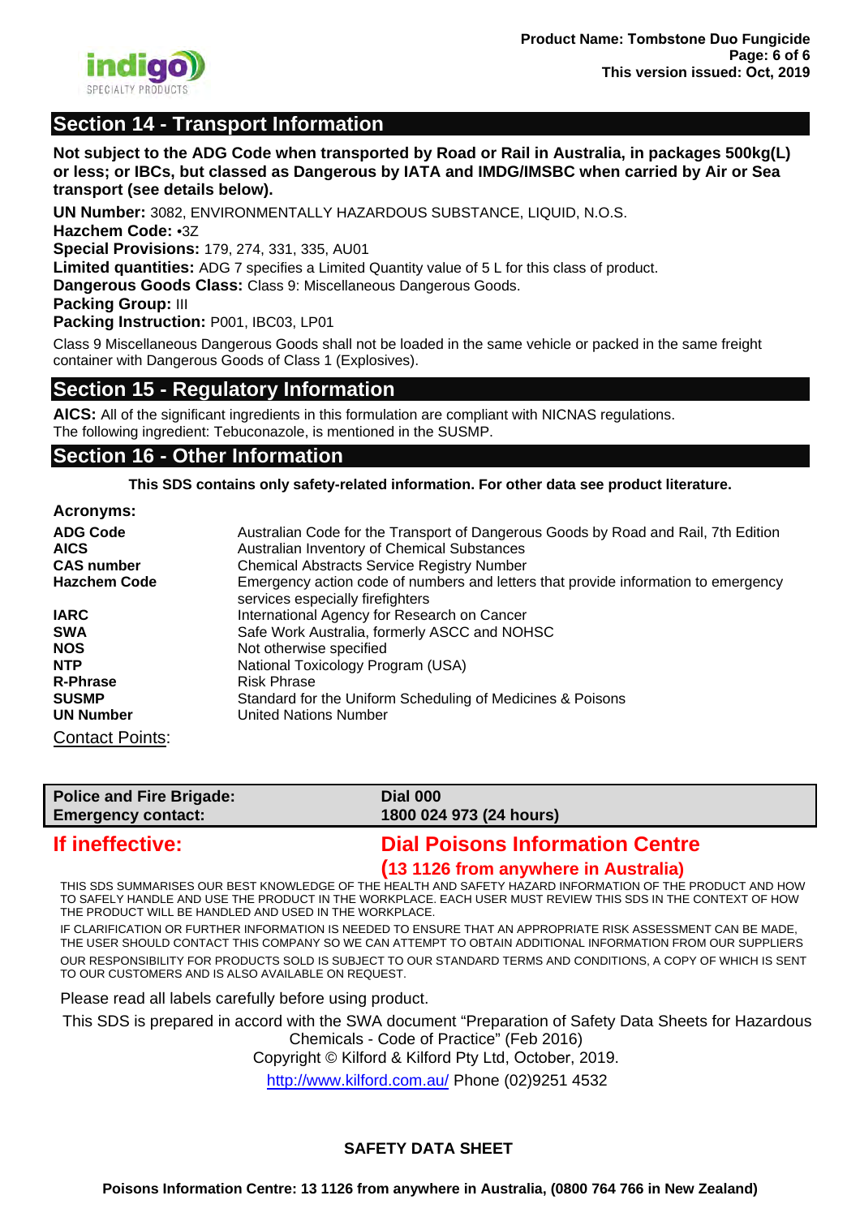## Section 14 - Transport Information

**Not subject to the ADG Code when transported by Road or Rail in Australia, in packages 500kg(L) or less; or IBCs, but classed as Dangerous by IATA and IMDG/IMSBC when carried by Air or Sea transport (see details below).**

**UN Number:** 3082, ENVIRONMENTALLY HAZARDOUS SUBSTANCE, LIQUID, N.O.S.
**Hazchem Code:** •3Z
**Special Provisions:** 179, 274, 331, 335, AU01
**Limited quantities:** ADG 7 specifies a Limited Quantity value of 5 L for this class of product.
**Dangerous Goods Class:** Class 9: Miscellaneous Dangerous Goods.
**Packing Group:** III
**Packing Instruction:** P001, IBC03, LP01

Class 9 Miscellaneous Dangerous Goods shall not be loaded in the same vehicle or packed in the same freight container with Dangerous Goods of Class 1 (Explosives).

## Section 15 - Regulatory Information

**AICS:** All of the significant ingredients in this formulation are compliant with NICNAS regulations.
The following ingredient: Tebuconazole, is mentioned in the SUSMP.

## Section 16 - Other Information

**This SDS contains only safety-related information. For other data see product literature.**

**Acronyms:**

| | |
|---|---|
| **ADG Code** | Australian Code for the Transport of Dangerous Goods by Road and Rail, 7th Edition |
| **AICS** | Australian Inventory of Chemical Substances |
| **CAS number** | Chemical Abstracts Service Registry Number |
| **Hazchem Code** | Emergency action code of numbers and letters that provide information to emergency services especially firefighters |
| **IARC** | International Agency for Research on Cancer |
| **SWA** | Safe Work Australia, formerly ASCC and NOHSC |
| **NOS** | Not otherwise specified |
| **NTP** | National Toxicology Program (USA) |
| **R-Phrase** | Risk Phrase |
| **SUSMP** | Standard for the Uniform Scheduling of Medicines & Poisons |
| **UN Number** | United Nations Number |

Contact Points:

| | |
|---|---|
| **Police and Fire Brigade:** | **Dial 000** |
| **Emergency contact:** | **1800 024 973 (24 hours)** |

**If ineffective:** **Dial Poisons Information Centre (13 1126 from anywhere in Australia)**

THIS SDS SUMMARISES OUR BEST KNOWLEDGE OF THE HEALTH AND SAFETY HAZARD INFORMATION OF THE PRODUCT AND HOW TO SAFELY HANDLE AND USE THE PRODUCT IN THE WORKPLACE. EACH USER MUST REVIEW THIS SDS IN THE CONTEXT OF HOW THE PRODUCT WILL BE HANDLED AND USED IN THE WORKPLACE.

IF CLARIFICATION OR FURTHER INFORMATION IS NEEDED TO ENSURE THAT AN APPROPRIATE RISK ASSESSMENT CAN BE MADE, THE USER SHOULD CONTACT THIS COMPANY SO WE CAN ATTEMPT TO OBTAIN ADDITIONAL INFORMATION FROM OUR SUPPLIERS

OUR RESPONSIBILITY FOR PRODUCTS SOLD IS SUBJECT TO OUR STANDARD TERMS AND CONDITIONS, A COPY OF WHICH IS SENT TO OUR CUSTOMERS AND IS ALSO AVAILABLE ON REQUEST.

Please read all labels carefully before using product.

This SDS is prepared in accord with the SWA document "Preparation of Safety Data Sheets for Hazardous Chemicals - Code of Practice" (Feb 2016)
Copyright © Kilford & Kilford Pty Ltd, October, 2019.
http://www.kilford.com.au/ Phone (02)9251 4532